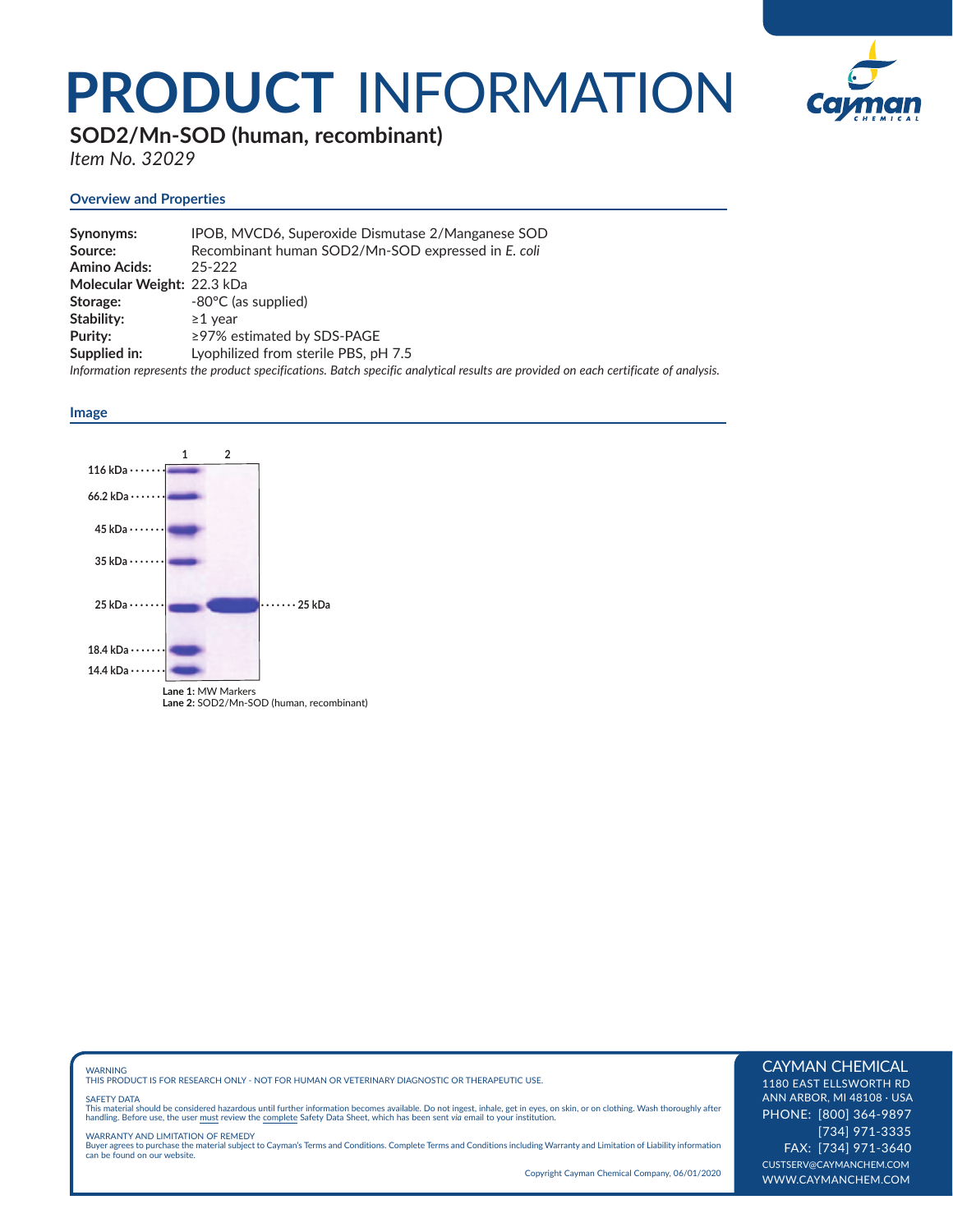# PRODUCT INFORMATION

## SOD2/Mn-SOD (human, recombinant)

*Item No. 32029*

### Overview and Properties

**Synonyms:** IPOB, MVCD6, Superoxide Dismutase 2/Manganese SOD
**Source:** Recombinant human SOD2/Mn-SOD expressed in *E. coli*
**Amino Acids:** 25-222
**Molecular Weight:** 22.3 kDa
**Storage:** -80°C (as supplied)
**Stability:** ≥1 year
**Purity:** ≥97% estimated by SDS-PAGE
**Supplied in:** Lyophilized from sterile PBS, pH 7.5

*Information represents the product specifications. Batch specific analytical results are provided on each certificate of analysis.*

### Image

**Lane 1:** MW Markers
**Lane 2:** SOD2/Mn-SOD (human, recombinant)

WARNING
THIS PRODUCT IS FOR RESEARCH ONLY - NOT FOR HUMAN OR VETERINARY DIAGNOSTIC OR THERAPEUTIC USE.

SAFETY DATA
This material should be considered hazardous until further information becomes available. Do not ingest, inhale, get in eyes, on skin, or on clothing. Wash thoroughly after handling. Before use, the user must review the complete Safety Data Sheet, which has been sent *via* email to your institution.

WARRANTY AND LIMITATION OF REMEDY
Buyer agrees to purchase the material subject to Cayman's Terms and Conditions. Complete Terms and Conditions including Warranty and Limitation of Liability information can be found on our website.

Copyright Cayman Chemical Company, 06/01/2020

CAYMAN CHEMICAL
1180 EAST ELLSWORTH RD
ANN ARBOR, MI 48108 · USA
PHONE: [800] 364-9897
[734] 971-3335
FAX: [734] 971-3640
CUSTSERV@CAYMANCHEM.COM
WWW.CAYMANCHEM.COM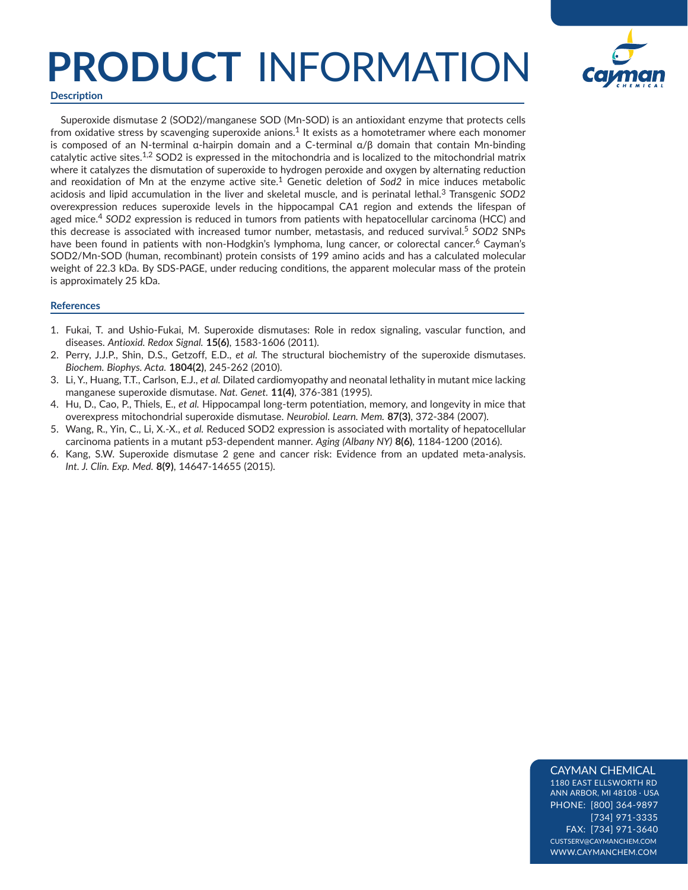# **PRODUCT** INFORMATION

### Description

Superoxide dismutase 2 (SOD2)/manganese SOD (Mn-SOD) is an antioxidant enzyme that protects cells from oxidative stress by scavenging superoxide anions.[1] It exists as a homotetramer where each monomer is composed of an N-terminal α-hairpin domain and a C-terminal α/β domain that contain Mn-binding catalytic active sites.[1,2] SOD2 is expressed in the mitochondria and is localized to the mitochondrial matrix where it catalyzes the dismutation of superoxide to hydrogen peroxide and oxygen by alternating reduction and reoxidation of Mn at the enzyme active site.[1] Genetic deletion of *Sod2* in mice induces metabolic acidosis and lipid accumulation in the liver and skeletal muscle, and is perinatal lethal.[3] Transgenic *SOD2* overexpression reduces superoxide levels in the hippocampal CA1 region and extends the lifespan of aged mice.[4] *SOD2* expression is reduced in tumors from patients with hepatocellular carcinoma (HCC) and this decrease is associated with increased tumor number, metastasis, and reduced survival.[5] *SOD2* SNPs have been found in patients with non-Hodgkin's lymphoma, lung cancer, or colorectal cancer.[6] Cayman's SOD2/Mn-SOD (human, recombinant) protein consists of 199 amino acids and has a calculated molecular weight of 22.3 kDa. By SDS-PAGE, under reducing conditions, the apparent molecular mass of the protein is approximately 25 kDa.

### References

1. Fukai, T. and Ushio-Fukai, M. Superoxide dismutases: Role in redox signaling, vascular function, and diseases. *Antioxid. Redox Signal.* **15(6)**, 1583-1606 (2011).
2. Perry, J.J.P., Shin, D.S., Getzoff, E.D., *et al.* The structural biochemistry of the superoxide dismutases. *Biochem. Biophys. Acta.* **1804(2)**, 245-262 (2010).
3. Li, Y., Huang, T.T., Carlson, E.J., *et al.* Dilated cardiomyopathy and neonatal lethality in mutant mice lacking manganese superoxide dismutase. *Nat. Genet.* **11(4)**, 376-381 (1995).
4. Hu, D., Cao, P., Thiels, E., *et al.* Hippocampal long-term potentiation, memory, and longevity in mice that overexpress mitochondrial superoxide dismutase. *Neurobiol. Learn. Mem.* **87(3)**, 372-384 (2007).
5. Wang, R., Yin, C., Li, X.-X., *et al.* Reduced SOD2 expression is associated with mortality of hepatocellular carcinoma patients in a mutant p53-dependent manner. *Aging (Albany NY)* **8(6)**, 1184-1200 (2016).
6. Kang, S.W. Superoxide dismutase 2 gene and cancer risk: Evidence from an updated meta-analysis. *Int. J. Clin. Exp. Med.* **8(9)**, 14647-14655 (2015).

CAYMAN CHEMICAL
1180 EAST ELLSWORTH RD
ANN ARBOR, MI 48108 · USA
PHONE: [800] 364-9897
[734] 971-3335
FAX: [734] 971-3640
CUSTSERV@CAYMANCHEM.COM
WWW.CAYMANCHEM.COM